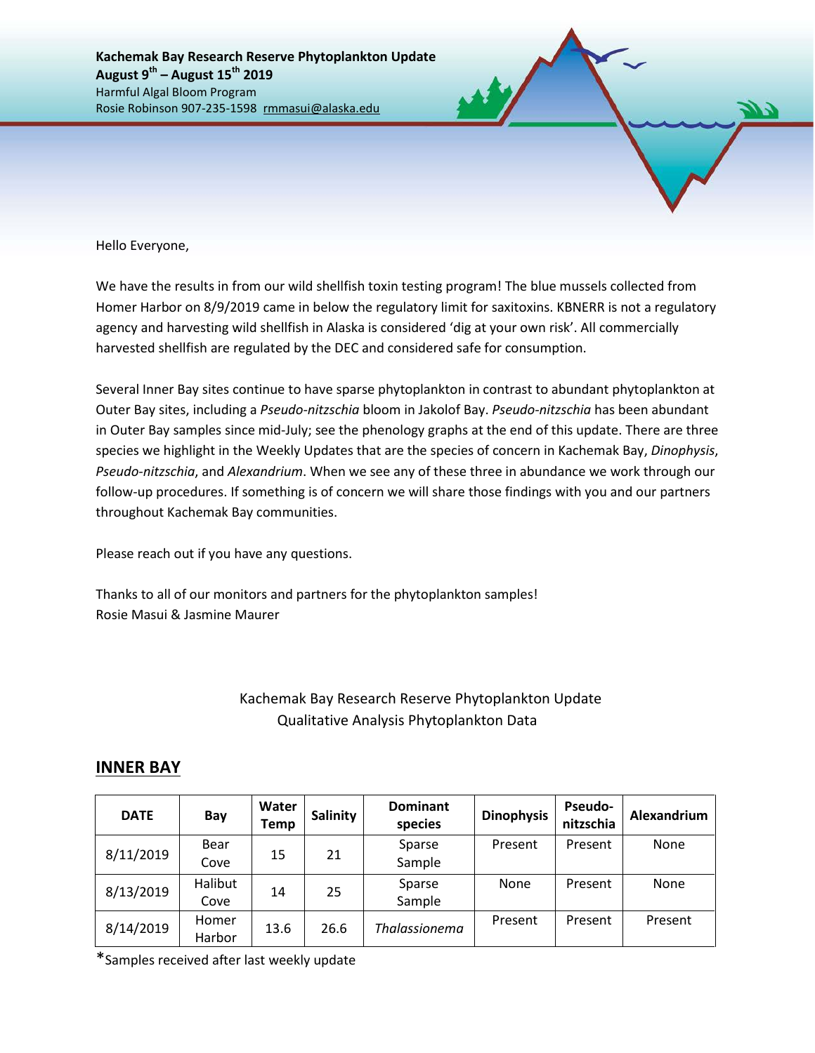**Kachemak Bay Research Reserve Phytoplankton Update**
**August 9th – August 15th 2019**
Harmful Algal Bloom Program
Rosie Robinson 907-235-1598 rmmasui@alaska.edu

Hello Everyone,

We have the results in from our wild shellfish toxin testing program! The blue mussels collected from Homer Harbor on 8/9/2019 came in below the regulatory limit for saxitoxins. KBNERR is not a regulatory agency and harvesting wild shellfish in Alaska is considered 'dig at your own risk'. All commercially harvested shellfish are regulated by the DEC and considered safe for consumption.

Several Inner Bay sites continue to have sparse phytoplankton in contrast to abundant phytoplankton at Outer Bay sites, including a *Pseudo-nitzschia* bloom in Jakolof Bay. *Pseudo-nitzschia* has been abundant in Outer Bay samples since mid-July; see the phenology graphs at the end of this update. There are three species we highlight in the Weekly Updates that are the species of concern in Kachemak Bay, *Dinophysis*, *Pseudo-nitzschia*, and *Alexandrium*. When we see any of these three in abundance we work through our follow-up procedures. If something is of concern we will share those findings with you and our partners throughout Kachemak Bay communities.

Please reach out if you have any questions.

Thanks to all of our monitors and partners for the phytoplankton samples!
Rosie Masui & Jasmine Maurer

Kachemak Bay Research Reserve Phytoplankton Update
Qualitative Analysis Phytoplankton Data

## INNER BAY

| DATE | Bay | Water Temp | Salinity | Dominant species | Dinophysis | Pseudo-nitzschia | Alexandrium |
|---|---|---|---|---|---|---|---|
| 8/11/2019 | Bear Cove | 15 | 21 | Sparse Sample | Present | Present | None |
| 8/13/2019 | Halibut Cove | 14 | 25 | Sparse Sample | None | Present | None |
| 8/14/2019 | Homer Harbor | 13.6 | 26.6 | *Thalassionema* | Present | Present | Present |

*Samples received after last weekly update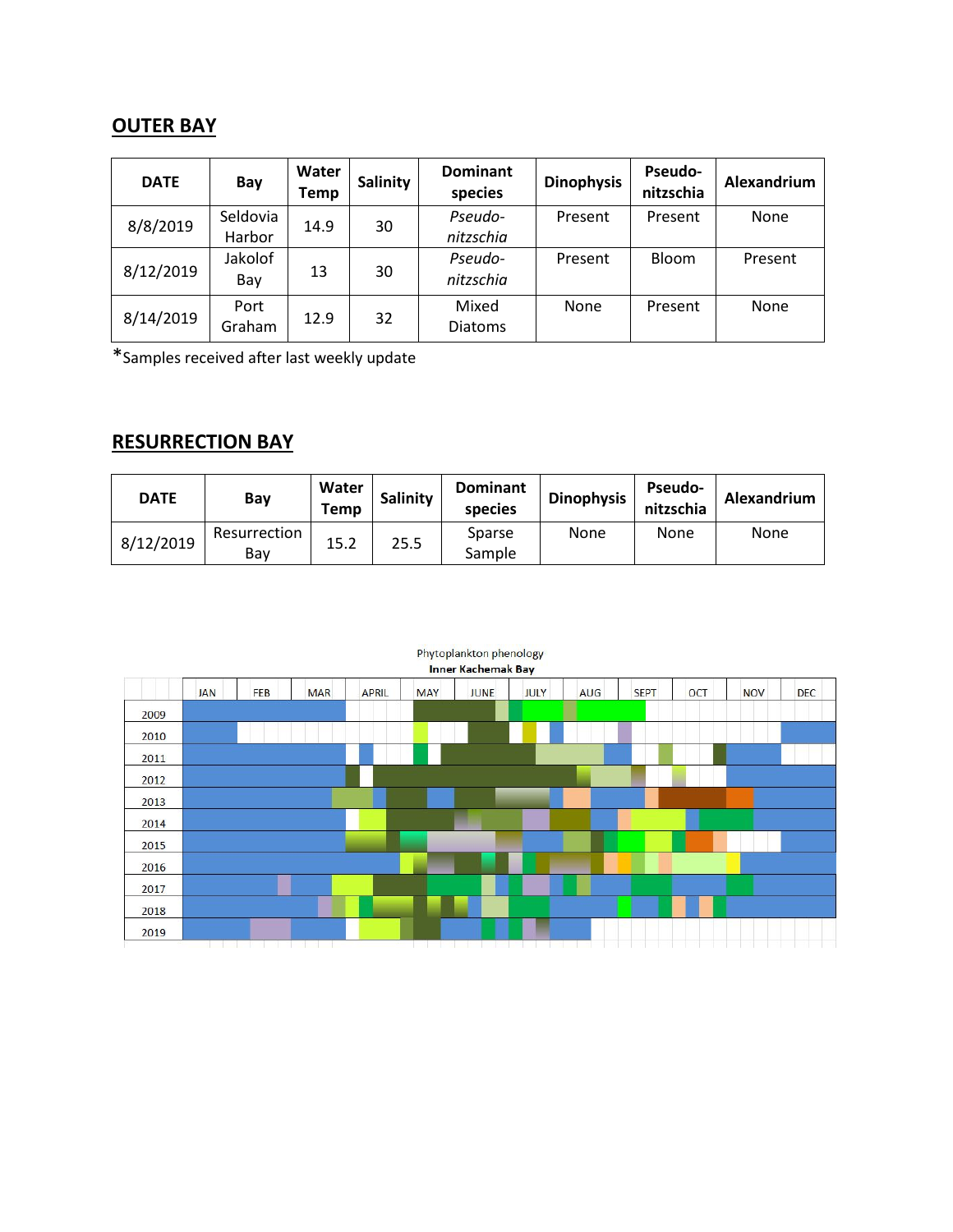## OUTER BAY

| DATE | Bay | Water Temp | Salinity | Dominant species | Dinophysis | Pseudo-nitzschia | Alexandrium |
|---|---|---|---|---|---|---|---|
| 8/8/2019 | Seldovia Harbor | 14.9 | 30 | *Pseudo-nitzschia* | Present | Present | None |
| 8/12/2019 | Jakolof Bay | 13 | 30 | *Pseudo-nitzschia* | Present | Bloom | Present |
| 8/14/2019 | Port Graham | 12.9 | 32 | Mixed Diatoms | None | Present | None |

*Samples received after last weekly update

## RESURRECTION BAY

| DATE | Bay | Water Temp | Salinity | Dominant species | Dinophysis | Pseudo-nitzschia | Alexandrium |
|---|---|---|---|---|---|---|---|
| 8/12/2019 | Resurrection Bay | 15.2 | 25.5 | Sparse Sample | None | None | None |

Phytoplankton phenology

**Inner Kachemak Bay**

| | JAN | FEB | MAR | APRIL | MAY | JUNE | JULY | AUG | SEPT | OCT | NOV | DEC |
|---|---|---|---|---|---|---|---|---|---|---|---|---|
| 2009 | | | | | | | | | | | | |
| 2010 | | | | | | | | | | | | |
| 2011 | | | | | | | | | | | | |
| 2012 | | | | | | | | | | | | |
| 2013 | | | | | | | | | | | | |
| 2014 | | | | | | | | | | | | |
| 2015 | | | | | | | | | | | | |
| 2016 | | | | | | | | | | | | |
| 2017 | | | | | | | | | | | | |
| 2018 | | | | | | | | | | | | |
| 2019 | | | | | | | | | | | | |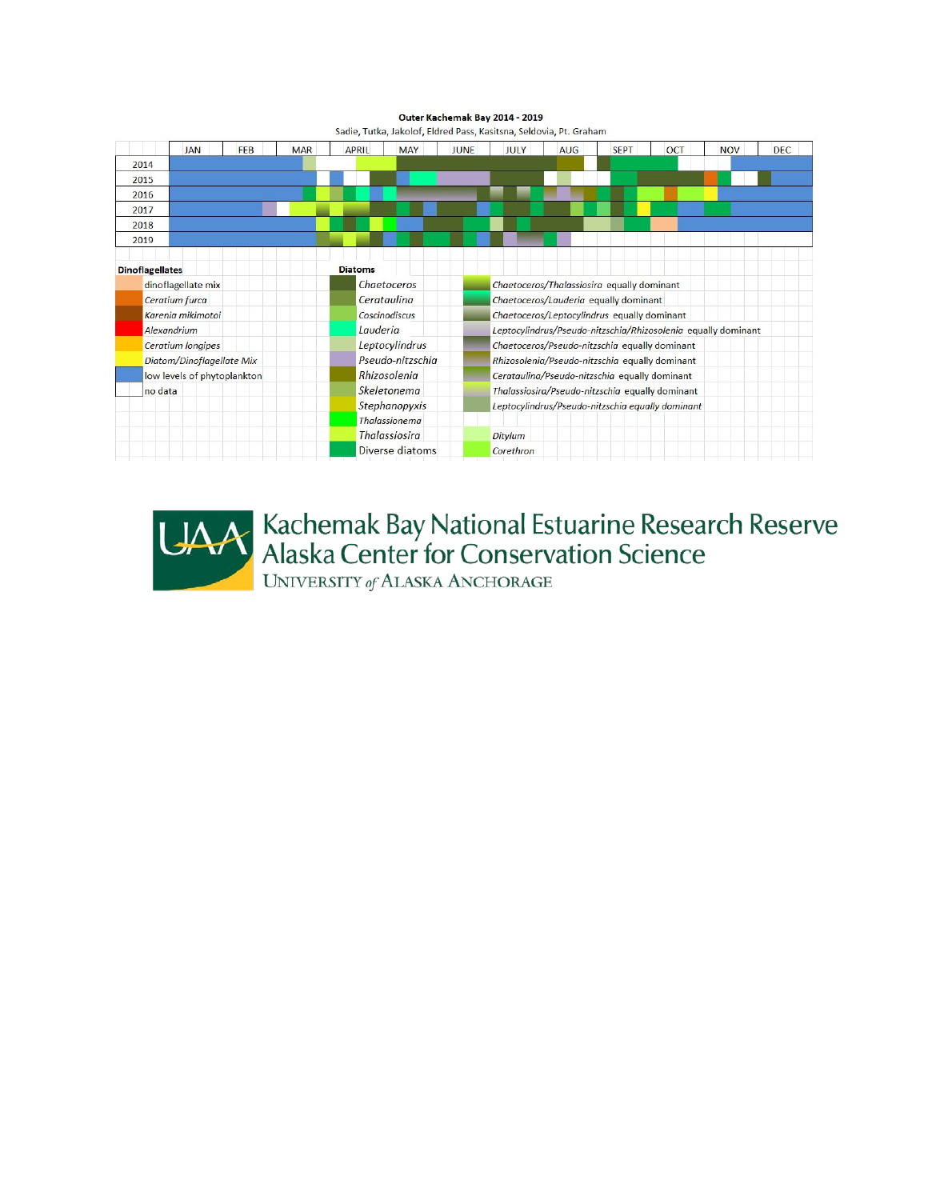**Outer Kachemak Bay 2014 - 2019**

Sadie, Tutka, Jakolof, Eldred Pass, Kasitsna, Seldovia, Pt. Graham

JAN FEB MAR APRIL MAY JUNE JULY AUG SEPT OCT NOV DEC

2014
2015
2016
2017
2018
2019

**Dinoflagellates**

dinoflagellate mix
*Ceratium furca*
*Karenia mikimotoi*
*Alexandrium*
*Ceratium longipes*
*Diatom/Dinoflagellate Mix*
low levels of phytoplankton
no data

**Diatoms**

*Chaetoceros*
*Cerataulina*
*Coscinodiscus*
*Lauderia*
*Leptocylindrus*
*Pseudo-nitzschia*
*Rhizosolenia*
*Skeletonema*
*Stephanopyxis*
*Thalassionema*
*Thalassiosira*
Diverse diatoms

*Chaetoceros/Thalassiosira* equally dominant
*Chaetoceros/Lauderia* equally dominant
*Chaetoceros/Leptocylindrus* equally dominant
*Leptocylindrus/Pseudo-nitzschia/Rhizosolenia* equally dominant
*Chaetoceros/Pseudo-nitzschia* equally dominant
*Rhizosolenia/Pseudo-nitzschia* equally dominant
*Cerataulina/Pseudo-nitzschia* equally dominant
*Thalassiosira/Pseudo-nitzschia* equally dominant
*Leptocylindrus/Pseudo-nitzschia equally dominant*

*Ditylum*
*Corethron*

UAA

Kachemak Bay National Estuarine Research Reserve
Alaska Center for Conservation Science
UNIVERSITY *of* ALASKA ANCHORAGE